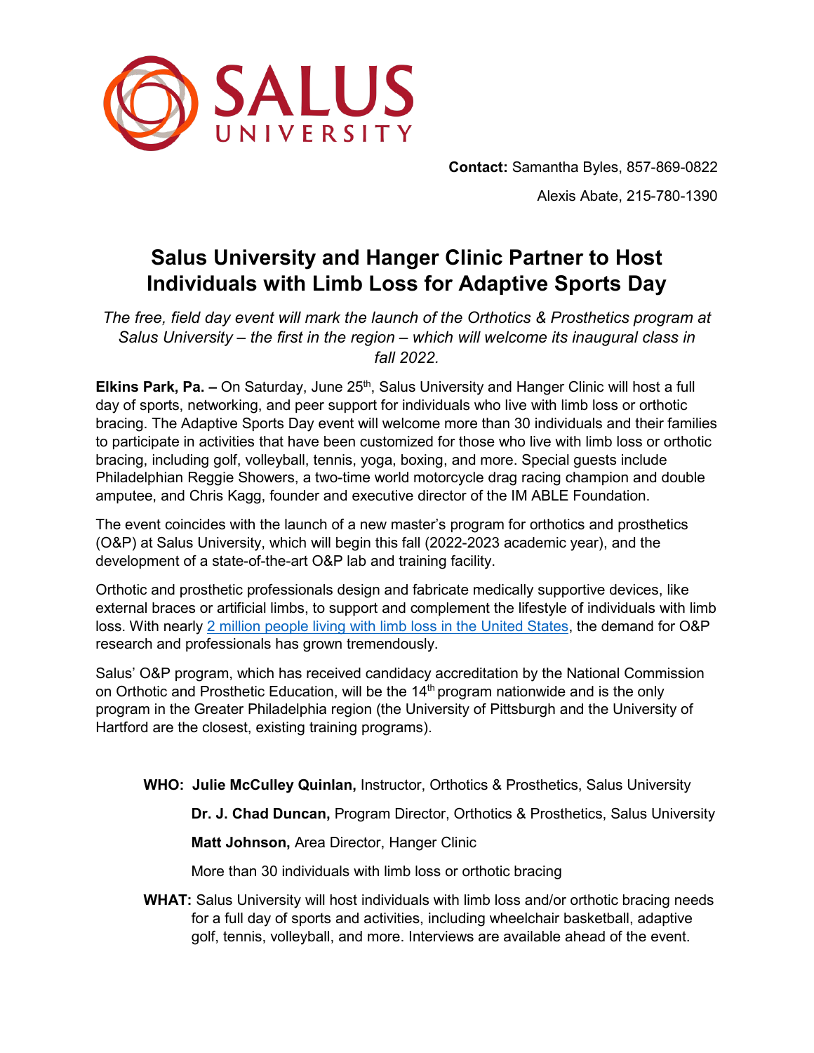SALUS UNIVERSITY

**Contact:** Samantha Byles, 857-869-0822

Alexis Abate, 215-780-1390

# Salus University and Hanger Clinic Partner to Host Individuals with Limb Loss for Adaptive Sports Day

*The free, field day event will mark the launch of the Orthotics & Prosthetics program at Salus University – the first in the region – which will welcome its inaugural class in fall 2022.*

**Elkins Park, Pa. –** On Saturday, June 25th, Salus University and Hanger Clinic will host a full day of sports, networking, and peer support for individuals who live with limb loss or orthotic bracing. The Adaptive Sports Day event will welcome more than 30 individuals and their families to participate in activities that have been customized for those who live with limb loss or orthotic bracing, including golf, volleyball, tennis, yoga, boxing, and more. Special guests include Philadelphian Reggie Showers, a two-time world motorcycle drag racing champion and double amputee, and Chris Kagg, founder and executive director of the IM ABLE Foundation.

The event coincides with the launch of a new master's program for orthotics and prosthetics (O&P) at Salus University, which will begin this fall (2022-2023 academic year), and the development of a state-of-the-art O&P lab and training facility.

Orthotic and prosthetic professionals design and fabricate medically supportive devices, like external braces or artificial limbs, to support and complement the lifestyle of individuals with limb loss. With nearly [2 million people living with limb loss in the United States](), the demand for O&P research and professionals has grown tremendously.

Salus' O&P program, which has received candidacy accreditation by the National Commission on Orthotic and Prosthetic Education, will be the 14th program nationwide and is the only program in the Greater Philadelphia region (the University of Pittsburgh and the University of Hartford are the closest, existing training programs).

**WHO:** **Julie McCulley Quinlan,** Instructor, Orthotics & Prosthetics, Salus University

**Dr. J. Chad Duncan,** Program Director, Orthotics & Prosthetics, Salus University

**Matt Johnson,** Area Director, Hanger Clinic

More than 30 individuals with limb loss or orthotic bracing

**WHAT:** Salus University will host individuals with limb loss and/or orthotic bracing needs for a full day of sports and activities, including wheelchair basketball, adaptive golf, tennis, volleyball, and more. Interviews are available ahead of the event.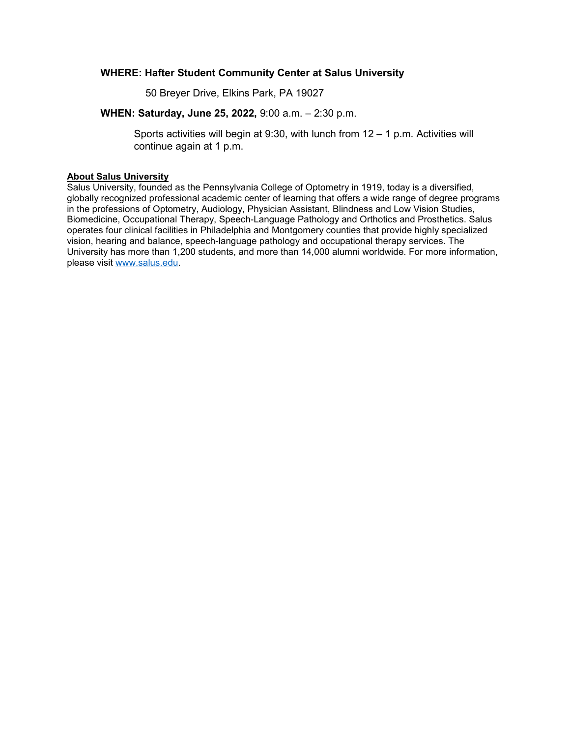**WHERE: Hafter Student Community Center at Salus University**

50 Breyer Drive, Elkins Park, PA 19027

**WHEN: Saturday, June 25, 2022,** 9:00 a.m. – 2:30 p.m.

Sports activities will begin at 9:30, with lunch from 12 – 1 p.m. Activities will continue again at 1 p.m.

**About Salus University**

Salus University, founded as the Pennsylvania College of Optometry in 1919, today is a diversified, globally recognized professional academic center of learning that offers a wide range of degree programs in the professions of Optometry, Audiology, Physician Assistant, Blindness and Low Vision Studies, Biomedicine, Occupational Therapy, Speech-Language Pathology and Orthotics and Prosthetics. Salus operates four clinical facilities in Philadelphia and Montgomery counties that provide highly specialized vision, hearing and balance, speech-language pathology and occupational therapy services. The University has more than 1,200 students, and more than 14,000 alumni worldwide. For more information, please visit [www.salus.edu](http://www.salus.edu).